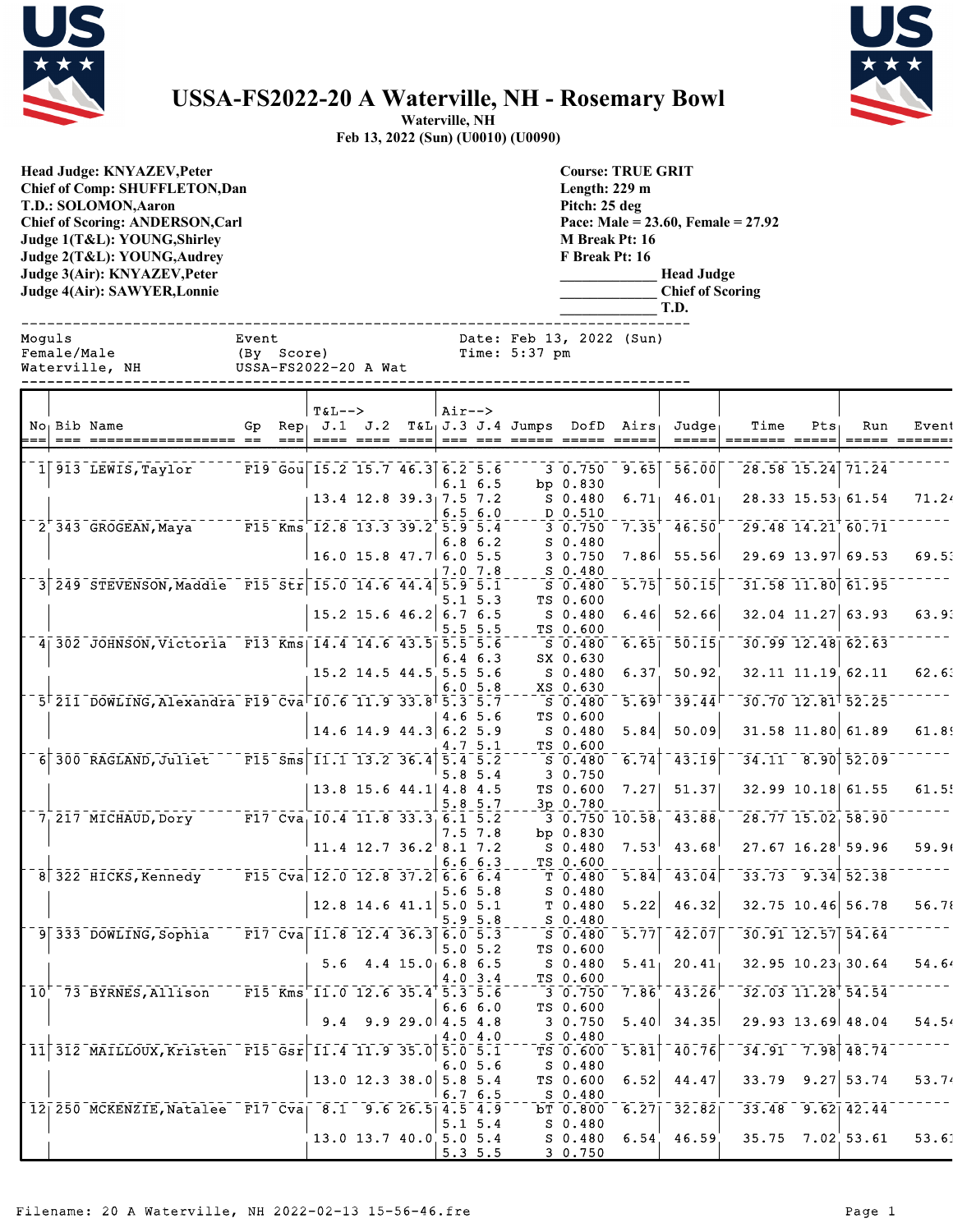# USSA-FS2022-20 A Waterville, NH - Rosemary Bowl

**Waterville, NH**
**Feb 13, 2022 (Sun) (U0010) (U0090)**

**Head Judge: KNYAZEV,Peter**
**Chief of Comp: SHUFFLETON,Dan**
**T.D.: SOLOMON,Aaron**
**Chief of Scoring: ANDERSON,Carl**
**Judge 1(T&L): YOUNG,Shirley**
**Judge 2(T&L): YOUNG,Audrey**
**Judge 3(Air): KNYAZEV,Peter**
**Judge 4(Air): SAWYER,Lonnie**

**Course: TRUE GRIT**
**Length: 229 m**
**Pitch: 25 deg**
**Pace: Male = 23.60, Female = 27.92**
**M Break Pt: 16**
**F Break Pt: 16**
**\_\_\_\_\_\_\_\_\_\_\_\_\_ Head Judge**
**\_\_\_\_\_\_\_\_\_\_\_\_\_ Chief of Scoring**
**\_\_\_\_\_\_\_\_\_\_\_\_\_ T.D.**

```
Moguls                          Event                Date: Feb 13, 2022 (Sun)
Female/Male                     (By  Score)          Time: 5:37 pm
Waterville, NH                  USSA-FS2022-20 A Wat
```

| No | Bib | Name | Gp | Rep | T&L--> J.1 | J.2 | T&L | Air--> J.3 | J.4 | Jumps | DofD | Airs | Judge | Time | Pts | Run | Event |
|---|---|---|---|---|---|---|---|---|---|---|---|---|---|---|---|---|---|
| 1 | 913 | LEWIS,Taylor | F19 | Gou | 15.2 | 15.7 | 46.3 | 6.2 | 5.6 | 3 | 0.750 | 9.65 | 56.00 | 28.58 | 15.24 | 71.24 | |
| | | | | | | | | 6.1 | 6.5 | bp | 0.830 | | | | | | |
| | | | | | 13.4 | 12.8 | 39.3 | 7.5 | 7.2 | S | 0.480 | 6.71 | 46.01 | 28.33 | 15.53 | 61.54 | 71.24 |
| | | | | | | | | 6.5 | 6.0 | D | 0.510 | | | | | | |
| 2 | 343 | GROGEAN,Maya | F15 | Kms | 12.8 | 13.3 | 39.2 | 5.9 | 5.4 | 3 | 0.750 | 7.35 | 46.50 | 29.48 | 14.21 | 60.71 | |
| | | | | | | | | 6.8 | 6.2 | S | 0.480 | | | | | | |
| | | | | | 16.0 | 15.8 | 47.7 | 6.0 | 5.5 | 3 | 0.750 | 7.86 | 55.56 | 29.69 | 13.97 | 69.53 | 69.53 |
| | | | | | | | | 7.0 | 7.8 | S | 0.480 | | | | | | |
| 3 | 249 | STEVENSON,Maddie | F15 | Str | 15.0 | 14.6 | 44.4 | 5.9 | 5.1 | S | 0.480 | 5.75 | 50.15 | 31.58 | 11.80 | 61.95 | |
| | | | | | | | | 5.1 | 5.3 | TS | 0.600 | | | | | | |
| | | | | | 15.2 | 15.6 | 46.2 | 6.7 | 6.5 | S | 0.480 | 6.46 | 52.66 | 32.04 | 11.27 | 63.93 | 63.93 |
| | | | | | | | | 5.5 | 5.5 | TS | 0.600 | | | | | | |
| 4 | 302 | JOHNSON,Victoria | F13 | Kms | 14.4 | 14.6 | 43.5 | 5.5 | 5.6 | S | 0.480 | 6.65 | 50.15 | 30.99 | 12.48 | 62.63 | |
| | | | | | | | | 6.4 | 6.3 | SX | 0.630 | | | | | | |
| | | | | | 15.2 | 14.5 | 44.5 | 5.5 | 5.6 | S | 0.480 | 6.37 | 50.92 | 32.11 | 11.19 | 62.11 | 62.63 |
| | | | | | | | | 6.0 | 5.8 | XS | 0.630 | | | | | | |
| 5 | 211 | DOWLING,Alexandra | F19 | Cva | 10.6 | 11.9 | 33.8 | 5.3 | 5.7 | S | 0.480 | 5.69 | 39.44 | 30.70 | 12.81 | 52.25 | |
| | | | | | | | | 4.6 | 5.6 | TS | 0.600 | | | | | | |
| | | | | | 14.6 | 14.9 | 44.3 | 6.2 | 5.9 | S | 0.480 | 5.84 | 50.09 | 31.58 | 11.80 | 61.89 | 61.89 |
| | | | | | | | | 4.7 | 5.1 | TS | 0.600 | | | | | | |
| 6 | 300 | RAGLAND,Juliet | F15 | Sms | 11.1 | 13.2 | 36.4 | 5.4 | 5.2 | S | 0.480 | 6.74 | 43.19 | 34.11 | 8.90 | 52.09 | |
| | | | | | | | | 5.8 | 5.4 | 3 | 0.750 | | | | | | |
| | | | | | 13.8 | 15.6 | 44.1 | 4.8 | 4.5 | TS | 0.600 | 7.27 | 51.37 | 32.99 | 10.18 | 61.55 | 61.55 |
| | | | | | | | | 5.8 | 5.7 | 3p | 0.780 | | | | | | |
| 7 | 217 | MICHAUD,Dory | F17 | Cva | 10.4 | 11.8 | 33.3 | 6.1 | 5.2 | 3 | 0.750 | 10.58 | 43.88 | 28.77 | 15.02 | 58.90 | |
| | | | | | | | | 7.5 | 7.8 | bp | 0.830 | | | | | | |
| | | | | | 11.4 | 12.7 | 36.2 | 8.1 | 7.2 | S | 0.480 | 7.53 | 43.68 | 27.67 | 16.28 | 59.96 | 59.96 |
| | | | | | | | | 6.6 | 6.3 | TS | 0.600 | | | | | | |
| 8 | 322 | HICKS,Kennedy | F15 | Cva | 12.0 | 12.8 | 37.2 | 6.6 | 6.4 | T | 0.480 | 5.84 | 43.04 | 33.73 | 9.34 | 52.38 | |
| | | | | | | | | 5.6 | 5.8 | S | 0.480 | | | | | | |
| | | | | | 12.8 | 14.6 | 41.1 | 5.0 | 5.1 | T | 0.480 | 5.22 | 46.32 | 32.75 | 10.46 | 56.78 | 56.78 |
| | | | | | | | | 5.9 | 5.8 | S | 0.480 | | | | | | |
| 9 | 333 | DOWLING,Sophia | F17 | Cva | 11.8 | 12.4 | 36.3 | 6.0 | 5.3 | S | 0.480 | 5.77 | 42.07 | 30.91 | 12.57 | 54.64 | |
| | | | | | | | | 5.0 | 5.2 | TS | 0.600 | | | | | | |
| | | | | | 5.6 | 4.4 | 15.0 | 6.8 | 6.5 | S | 0.480 | 5.41 | 20.41 | 32.95 | 10.23 | 30.64 | 54.64 |
| | | | | | | | | 4.0 | 3.4 | TS | 0.600 | | | | | | |
| 10 | 73 | BYRNES,Allison | F15 | Kms | 11.0 | 12.6 | 35.4 | 5.3 | 5.6 | 3 | 0.750 | 7.86 | 43.26 | 32.03 | 11.28 | 54.54 | |
| | | | | | | | | 6.6 | 6.0 | TS | 0.600 | | | | | | |
| | | | | | 9.4 | 9.9 | 29.0 | 4.5 | 4.8 | 3 | 0.750 | 5.40 | 34.35 | 29.93 | 13.69 | 48.04 | 54.54 |
| | | | | | | | | 4.0 | 4.0 | S | 0.480 | | | | | | |
| 11 | 312 | MAILLOUX,Kristen | F15 | Gsr | 11.4 | 11.9 | 35.0 | 5.0 | 5.1 | TS | 0.600 | 5.81 | 40.76 | 34.91 | 7.98 | 48.74 | |
| | | | | | | | | 6.0 | 5.6 | S | 0.480 | | | | | | |
| | | | | | 13.0 | 12.3 | 38.0 | 5.8 | 5.4 | TS | 0.600 | 6.52 | 44.47 | 33.79 | 9.27 | 53.74 | 53.74 |
| | | | | | | | | 6.7 | 6.5 | S | 0.480 | | | | | | |
| 12 | 250 | MCKENZIE,Natalee | F17 | Cva | 8.1 | 9.6 | 26.5 | 4.5 | 4.9 | bT | 0.800 | 6.27 | 32.82 | 33.48 | 9.62 | 42.44 | |
| | | | | | | | | 5.1 | 5.4 | S | 0.480 | | | | | | |
| | | | | | 13.0 | 13.7 | 40.0 | 5.0 | 5.4 | S | 0.480 | 6.54 | 46.59 | 35.75 | 7.02 | 53.61 | 53.61 |
| | | | | | | | | 5.3 | 5.5 | 3 | 0.750 | | | | | | |

Filename: 20 A Waterville, NH 2022-02-13 15-56-46.fre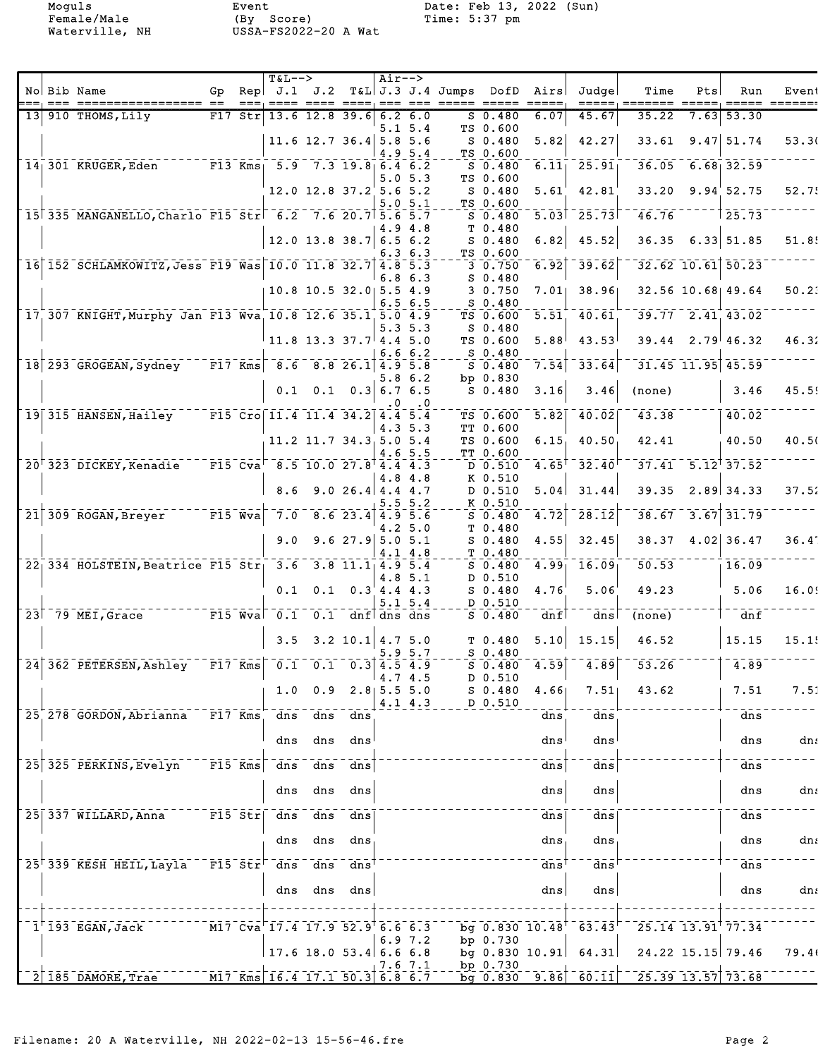Moguls
Female/Male
Waterville, NH

Event
(By Score)
USSA-FS2022-20 A Wat

Date: Feb 13, 2022 (Sun)
Time: 5:37 pm

| No | Bib | Name | Gp | Rep | T&L--> J.1 | J.2 | T&L | Air--> J.3 | J.4 | Jumps | DofD | Airs | Judge | Time | Pts | Run | Event |
|---|---|---|---|---|---|---|---|---|---|---|---|---|---|---|---|---|---|
| 13 | 910 | THOMS, Lily | F17 | Str | 13.6 | 12.8 | 39.6 | 6.2 | 6.0 | S | 0.480 | 6.07 | 45.67 | 35.22 | 7.63 | 53.30 | |
| | | | | | | | | 5.1 | 5.4 | TS | 0.600 | | | | | | |
| | | | | | 11.6 | 12.7 | 36.4 | 5.8 | 5.6 | S | 0.480 | 5.82 | 42.27 | 33.61 | 9.47 | 51.74 | 53.30 |
| | | | | | | | | 4.9 | 5.4 | TS | 0.600 | | | | | | |
| 14 | 301 | KRUGER, Eden | F13 | Kms | 5.9 | 7.3 | 19.8 | 6.4 | 6.2 | S | 0.480 | 6.11 | 25.91 | 36.05 | 6.68 | 32.59 | |
| | | | | | | | | 5.0 | 5.3 | TS | 0.600 | | | | | | |
| | | | | | 12.0 | 12.8 | 37.2 | 5.6 | 5.2 | S | 0.480 | 5.61 | 42.81 | 33.20 | 9.94 | 52.75 | 52.75 |
| | | | | | | | | 5.0 | 5.1 | TS | 0.600 | | | | | | |
| 15 | 335 | MANGANELLO, Charlo | F15 | Str | 6.2 | 7.6 | 20.7 | 5.6 | 5.7 | S | 0.480 | 5.03 | 25.73 | 46.76 | | 25.73 | |
| | | | | | | | | 4.9 | 4.8 | T | 0.480 | | | | | | |
| | | | | | 12.0 | 13.8 | 38.7 | 6.5 | 6.2 | S | 0.480 | 6.82 | 45.52 | 36.35 | 6.33 | 51.85 | 51.85 |
| | | | | | | | | 6.3 | 6.3 | TS | 0.600 | | | | | | |
| 16 | 152 | SCHLAMKOWITZ, Jess | F19 | Was | 10.0 | 11.8 | 32.7 | 4.8 | 5.3 | 3 | 0.750 | 6.92 | 39.62 | 32.62 | 10.61 | 50.23 | |
| | | | | | | | | 6.8 | 6.3 | S | 0.480 | | | | | | |
| | | | | | 10.8 | 10.5 | 32.0 | 5.5 | 4.9 | 3 | 0.750 | 7.01 | 38.96 | 32.56 | 10.68 | 49.64 | 50.23 |
| | | | | | | | | 6.5 | 6.5 | S | 0.480 | | | | | | |
| 17 | 307 | KNIGHT, Murphy Jan | F13 | Wva | 10.8 | 12.6 | 35.1 | 5.0 | 4.9 | TS | 0.600 | 5.51 | 40.61 | 39.77 | 2.41 | 43.02 | |
| | | | | | | | | 5.3 | 5.3 | S | 0.480 | | | | | | |
| | | | | | 11.8 | 13.3 | 37.7 | 4.4 | 5.0 | TS | 0.600 | 5.88 | 43.53 | 39.44 | 2.79 | 46.32 | 46.32 |
| | | | | | | | | 6.6 | 6.2 | S | 0.480 | | | | | | |
| 18 | 293 | GROGEAN, Sydney | F17 | Kms | 8.6 | 8.8 | 26.1 | 4.9 | 5.8 | S | 0.480 | 7.54 | 33.64 | 31.45 | 11.95 | 45.59 | |
| | | | | | | | | 5.8 | 6.2 | bp | 0.830 | | | | | | |
| | | | | | 0.1 | 0.1 | 0.3 | 6.7 | 6.5 | S | 0.480 | 3.16 | 3.46 | (none) | | 3.46 | 45.59 |
| | | | | | | | | .0 | .0 | | | | | | | | |
| 19 | 315 | HANSEN, Hailey | F15 | Cro | 11.4 | 11.4 | 34.2 | 4.4 | 5.4 | TS | 0.600 | 5.82 | 40.02 | 43.38 | | 40.02 | |
| | | | | | | | | 4.3 | 5.3 | TT | 0.600 | | | | | | |
| | | | | | 11.2 | 11.7 | 34.3 | 5.0 | 5.4 | TS | 0.600 | 6.15 | 40.50 | 42.41 | | 40.50 | 40.50 |
| | | | | | | | | 4.6 | 5.5 | TT | 0.600 | | | | | | |
| 20 | 323 | DICKEY, Kenadie | F15 | Cva | 8.5 | 10.0 | 27.8 | 4.4 | 4.3 | D | 0.510 | 4.65 | 32.40 | 37.41 | 5.12 | 37.52 | |
| | | | | | | | | 4.8 | 4.8 | K | 0.510 | | | | | | |
| | | | | | 8.6 | 9.0 | 26.4 | 4.4 | 4.7 | D | 0.510 | 5.04 | 31.44 | 39.35 | 2.89 | 34.33 | 37.52 |
| | | | | | | | | 5.5 | 5.2 | K | 0.510 | | | | | | |
| 21 | 309 | ROGAN, Breyer | F15 | Wva | 7.0 | 8.6 | 23.4 | 4.9 | 5.6 | S | 0.480 | 4.72 | 28.12 | 38.67 | 3.67 | 31.79 | |
| | | | | | | | | 4.2 | 5.0 | T | 0.480 | | | | | | |
| | | | | | 9.0 | 9.6 | 27.9 | 5.0 | 5.1 | S | 0.480 | 4.55 | 32.45 | 38.37 | 4.02 | 36.47 | 36.47 |
| | | | | | | | | 4.1 | 4.8 | T | 0.480 | | | | | | |
| 22 | 334 | HOLSTEIN, Beatrice | F15 | Str | 3.6 | 3.8 | 11.1 | 4.9 | 5.4 | S | 0.480 | 4.99 | 16.09 | 50.53 | | 16.09 | |
| | | | | | | | | 4.8 | 5.1 | D | 0.510 | | | | | | |
| | | | | | 0.1 | 0.1 | 0.3 | 4.4 | 4.3 | S | 0.480 | 4.76 | 5.06 | 49.23 | | 5.06 | 16.09 |
| | | | | | | | | 5.1 | 5.4 | D | 0.510 | | | | | | |
| 23 | 79 | MEI, Grace | F15 | Wva | 0.1 | 0.1 | dnf | dns | dns | S | 0.480 | dnf | dns | (none) | | dnf | |
| | | | | | 3.5 | 3.2 | 10.1 | 4.7 | 5.0 | T | 0.480 | 5.10 | 15.15 | 46.52 | | 15.15 | 15.15 |
| | | | | | | | | 5.9 | 5.7 | S | 0.480 | | | | | | |
| 24 | 362 | PETERSEN, Ashley | F17 | Kms | 0.1 | 0.1 | 0.3 | 4.5 | 4.9 | S | 0.480 | 4.59 | 4.89 | 53.26 | | 4.89 | |
| | | | | | | | | 4.7 | 4.5 | D | 0.510 | | | | | | |
| | | | | | 1.0 | 0.9 | 2.8 | 5.5 | 5.0 | S | 0.480 | 4.66 | 7.51 | 43.62 | | 7.51 | 7.51 |
| | | | | | | | | 4.1 | 4.3 | D | 0.510 | | | | | | |
| 25 | 278 | GORDON, Abrianna | F17 | Kms | dns | dns | dns | | | | | dns | dns | | | dns | |
| | | | | | dns | dns | dns | | | | | dns | dns | | | dns | dns |
| 25 | 325 | PERKINS, Evelyn | F15 | Kms | dns | dns | dns | | | | | dns | dns | | | dns | |
| | | | | | dns | dns | dns | | | | | dns | dns | | | dns | dns |
| 25 | 337 | WILLARD, Anna | F15 | Str | dns | dns | dns | | | | | dns | dns | | | dns | |
| | | | | | dns | dns | dns | | | | | dns | dns | | | dns | dns |
| 25 | 339 | KESH HEIL, Layla | F15 | Str | dns | dns | dns | | | | | dns | dns | | | dns | |
| | | | | | dns | dns | dns | | | | | dns | dns | | | dns | dns |
| 1 | 193 | EGAN, Jack | M17 | Cva | 17.4 | 17.9 | 52.9 | 6.6 | 6.3 | bg | 0.830 | 10.48 | 63.43 | 25.14 | 13.91 | 77.34 | |
| | | | | | | | | 6.9 | 7.2 | bp | 0.730 | | | | | | |
| | | | | | 17.6 | 18.0 | 53.4 | 6.6 | 6.8 | bg | 0.830 | 10.91 | 64.31 | 24.22 | 15.15 | 79.46 | 79.46 |
| | | | | | | | | 7.6 | 7.1 | bp | 0.730 | | | | | | |
| 2 | 185 | DAMORE, Trae | M17 | Kms | 16.4 | 17.1 | 50.3 | 6.8 | 6.7 | bg | 0.830 | 9.86 | 60.11 | 25.39 | 13.57 | 73.68 | |

Filename: 20 A Waterville, NH 2022-02-13 15-56-46.fre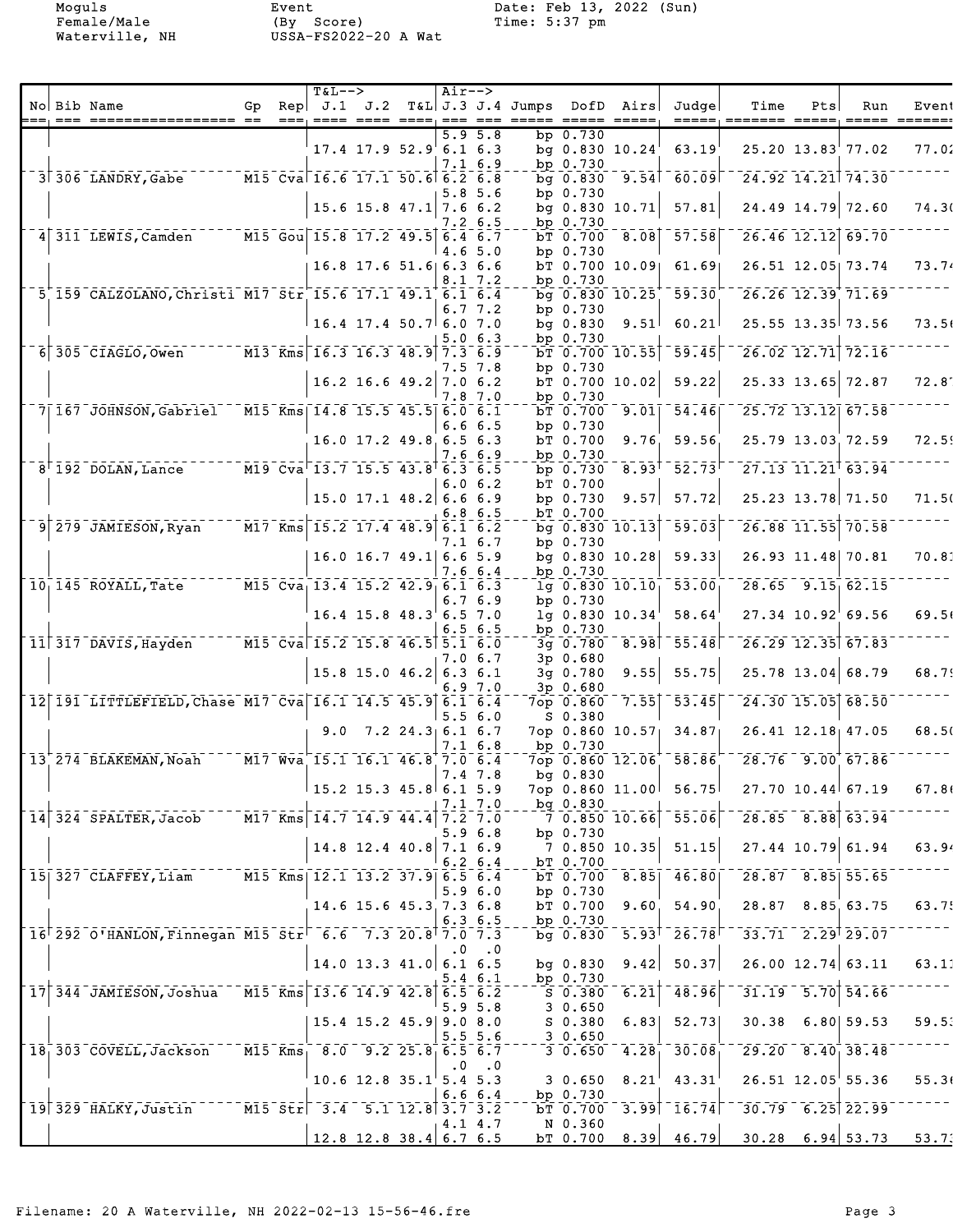Moguls
Female/Male
Waterville, NH

Event
(By Score)
USSA-FS2022-20 A Wat

Date: Feb 13, 2022 (Sun)
Time: 5:37 pm

| No | Bib | Name | Gp | Rep | T&L--> J.1 | J.2 | T&L | Air--> J.3 | J.4 | Jumps | DofD | Airs | Judge | Time | Pts | Run | Event |
|---|---|---|---|---|---|---|---|---|---|---|---|---|---|---|---|---|---|
| | | | | | | | | 5.9 | 5.8 | bp | 0.730 | | | | | | |
| | | | | | 17.4 | 17.9 | 52.9 | 6.1 | 6.3 | bg | 0.830 | 10.24 | 63.19 | 25.20 | 13.83 | 77.02 | 77.02 |
| | | | | | | | | 7.1 | 6.9 | bp | 0.730 | | | | | | |
| 3 | 306 | LANDRY,Gabe | M15 | Cva | 16.6 | 17.1 | 50.6 | 6.2 | 6.8 | bg | 0.830 | 9.54 | 60.09 | 24.92 | 14.21 | 74.30 | |
| | | | | | | | | 5.8 | 5.6 | bp | 0.730 | | | | | | |
| | | | | | 15.6 | 15.8 | 47.1 | 7.6 | 6.2 | bg | 0.830 | 10.71 | 57.81 | 24.49 | 14.79 | 72.60 | 74.30 |
| | | | | | | | | 7.2 | 6.5 | bp | 0.730 | | | | | | |
| 4 | 311 | LEWIS,Camden | M15 | Gou | 15.8 | 17.2 | 49.5 | 6.4 | 6.7 | bT | 0.700 | 8.08 | 57.58 | 26.46 | 12.12 | 69.70 | |
| | | | | | | | | 4.6 | 5.0 | bp | 0.730 | | | | | | |
| | | | | | 16.8 | 17.6 | 51.6 | 6.3 | 6.6 | bT | 0.700 | 10.09 | 61.69 | 26.51 | 12.05 | 73.74 | 73.74 |
| | | | | | | | | 8.1 | 7.2 | bp | 0.730 | | | | | | |
| 5 | 159 | CALZOLANO,Christi | M17 | Str | 15.6 | 17.1 | 49.1 | 6.1 | 6.4 | bg | 0.830 | 10.25 | 59.30 | 26.26 | 12.39 | 71.69 | |
| | | | | | | | | 6.7 | 7.2 | bp | 0.730 | | | | | | |
| | | | | | 16.4 | 17.4 | 50.7 | 6.0 | 7.0 | bg | 0.830 | 9.51 | 60.21 | 25.55 | 13.35 | 73.56 | 73.56 |
| | | | | | | | | 5.0 | 6.3 | bp | 0.730 | | | | | | |
| 6 | 305 | CIAGLO,Owen | M13 | Kms | 16.3 | 16.3 | 48.9 | 7.3 | 6.9 | bT | 0.700 | 10.55 | 59.45 | 26.02 | 12.71 | 72.16 | |
| | | | | | | | | 7.5 | 7.8 | bp | 0.730 | | | | | | |
| | | | | | 16.2 | 16.6 | 49.2 | 7.0 | 6.2 | bT | 0.700 | 10.02 | 59.22 | 25.33 | 13.65 | 72.87 | 72.87 |
| | | | | | | | | 7.8 | 7.0 | bp | 0.730 | | | | | | |
| 7 | 167 | JOHNSON,Gabriel | M15 | Kms | 14.8 | 15.5 | 45.5 | 6.0 | 6.1 | bT | 0.700 | 9.01 | 54.46 | 25.72 | 13.12 | 67.58 | |
| | | | | | | | | 6.6 | 6.5 | bp | 0.730 | | | | | | |
| | | | | | 16.0 | 17.2 | 49.8 | 6.5 | 6.3 | bT | 0.700 | 9.76 | 59.56 | 25.79 | 13.03 | 72.59 | 72.59 |
| | | | | | | | | 7.6 | 6.9 | bp | 0.730 | | | | | | |
| 8 | 192 | DOLAN,Lance | M19 | Cva | 13.7 | 15.5 | 43.8 | 6.3 | 6.5 | bp | 0.730 | 8.93 | 52.73 | 27.13 | 11.21 | 63.94 | |
| | | | | | | | | 6.0 | 6.2 | bT | 0.700 | | | | | | |
| | | | | | 15.0 | 17.1 | 48.2 | 6.6 | 6.9 | bp | 0.730 | 9.57 | 57.72 | 25.23 | 13.78 | 71.50 | 71.50 |
| | | | | | | | | 6.8 | 6.5 | bT | 0.700 | | | | | | |
| 9 | 279 | JAMIESON,Ryan | M17 | Kms | 15.2 | 17.4 | 48.9 | 6.1 | 6.2 | bg | 0.830 | 10.13 | 59.03 | 26.88 | 11.55 | 70.58 | |
| | | | | | | | | 7.1 | 6.7 | bp | 0.730 | | | | | | |
| | | | | | 16.0 | 16.7 | 49.1 | 6.6 | 5.9 | bg | 0.830 | 10.28 | 59.33 | 26.93 | 11.48 | 70.81 | 70.81 |
| | | | | | | | | 7.6 | 6.4 | bp | 0.730 | | | | | | |
| 10 | 145 | ROYALL,Tate | M15 | Cva | 13.4 | 15.2 | 42.9 | 6.1 | 6.3 | lg | 0.830 | 10.10 | 53.00 | 28.65 | 9.15 | 62.15 | |
| | | | | | | | | 6.7 | 6.9 | bp | 0.730 | | | | | | |
| | | | | | 16.4 | 15.8 | 48.3 | 6.5 | 7.0 | lg | 0.830 | 10.34 | 58.64 | 27.34 | 10.92 | 69.56 | 69.56 |
| | | | | | | | | 6.5 | 6.5 | bp | 0.730 | | | | | | |
| 11 | 317 | DAVIS,Hayden | M15 | Cva | 15.2 | 15.8 | 46.5 | 5.1 | 6.0 | 3g | 0.780 | 8.98 | 55.48 | 26.29 | 12.35 | 67.83 | |
| | | | | | | | | 7.0 | 6.7 | 3p | 0.680 | | | | | | |
| | | | | | 15.8 | 15.0 | 46.2 | 6.3 | 6.1 | 3g | 0.780 | 9.55 | 55.75 | 25.78 | 13.04 | 68.79 | 68.79 |
| | | | | | | | | 6.9 | 7.0 | 3p | 0.680 | | | | | | |
| 12 | 191 | LITTLEFIELD,Chase | M17 | Cva | 16.1 | 14.5 | 45.9 | 6.1 | 6.4 | 7op | 0.860 | 7.55 | 53.45 | 24.30 | 15.05 | 68.50 | |
| | | | | | | | | 5.5 | 6.0 | S | 0.380 | | | | | | |
| | | | | | 9.0 | 7.2 | 24.3 | 6.1 | 6.7 | 7op | 0.860 | 10.57 | 34.87 | 26.41 | 12.18 | 47.05 | 68.50 |
| | | | | | | | | 7.1 | 6.8 | bp | 0.730 | | | | | | |
| 13 | 274 | BLAKEMAN,Noah | M17 | Wva | 15.1 | 16.1 | 46.8 | 7.0 | 6.4 | 7op | 0.860 | 12.06 | 58.86 | 28.76 | 9.00 | 67.86 | |
| | | | | | | | | 7.4 | 7.8 | bg | 0.830 | | | | | | |
| | | | | | 15.2 | 15.3 | 45.8 | 6.1 | 5.9 | 7op | 0.860 | 11.00 | 56.75 | 27.70 | 10.44 | 67.19 | 67.86 |
| | | | | | | | | 7.1 | 7.0 | bg | 0.830 | | | | | | |
| 14 | 324 | SPALTER,Jacob | M17 | Kms | 14.7 | 14.9 | 44.4 | 7.2 | 7.0 | 7 | 0.850 | 10.66 | 55.06 | 28.85 | 8.88 | 63.94 | |
| | | | | | | | | 5.9 | 6.8 | bp | 0.730 | | | | | | |
| | | | | | 14.8 | 12.4 | 40.8 | 7.1 | 6.9 | 7 | 0.850 | 10.35 | 51.15 | 27.44 | 10.79 | 61.94 | 63.94 |
| | | | | | | | | 6.2 | 6.4 | bT | 0.700 | | | | | | |
| 15 | 327 | CLAFFEY,Liam | M15 | Kms | 12.1 | 13.2 | 37.9 | 6.5 | 6.4 | bT | 0.700 | 8.85 | 46.80 | 28.87 | 8.85 | 55.65 | |
| | | | | | | | | 5.9 | 6.0 | bp | 0.730 | | | | | | |
| | | | | | 14.6 | 15.6 | 45.3 | 7.3 | 6.8 | bT | 0.700 | 9.60 | 54.90 | 28.87 | 8.85 | 63.75 | 63.75 |
| | | | | | | | | 6.3 | 6.5 | bp | 0.730 | | | | | | |
| 16 | 292 | O'HANLON,Finnegan | M15 | Str | 6.6 | 7.3 | 20.8 | 7.0 | 7.3 | bg | 0.830 | 5.93 | 26.78 | 33.71 | 2.29 | 29.07 | |
| | | | | | | | | .0 | .0 | | | | | | | | |
| | | | | | 14.0 | 13.3 | 41.0 | 6.1 | 6.5 | bg | 0.830 | 9.42 | 50.37 | 26.00 | 12.74 | 63.11 | 63.11 |
| | | | | | | | | 5.4 | 6.1 | bp | 0.730 | | | | | | |
| 17 | 344 | JAMIESON,Joshua | M15 | Kms | 13.6 | 14.9 | 42.8 | 6.5 | 6.2 | S | 0.380 | 6.21 | 48.96 | 31.19 | 5.70 | 54.66 | |
| | | | | | | | | 5.9 | 5.8 | 3 | 0.650 | | | | | | |
| | | | | | 15.4 | 15.2 | 45.9 | 9.0 | 8.0 | S | 0.380 | 6.83 | 52.73 | 30.38 | 6.80 | 59.53 | 59.53 |
| | | | | | | | | 5.5 | 5.6 | 3 | 0.650 | | | | | | |
| 18 | 303 | COVELL,Jackson | M15 | Kms | 8.0 | 9.2 | 25.8 | 6.5 | 6.7 | 3 | 0.650 | 4.28 | 30.08 | 29.20 | 8.40 | 38.48 | |
| | | | | | | | | .0 | .0 | | | | | | | | |
| | | | | | 10.6 | 12.8 | 35.1 | 5.4 | 5.3 | 3 | 0.650 | 8.21 | 43.31 | 26.51 | 12.05 | 55.36 | 55.36 |
| | | | | | | | | 6.6 | 6.4 | bp | 0.730 | | | | | | |
| 19 | 329 | HALKY,Justin | M15 | Str | 3.4 | 5.1 | 12.8 | 3.7 | 3.2 | bT | 0.700 | 3.99 | 16.74 | 30.79 | 6.25 | 22.99 | |
| | | | | | | | | 4.1 | 4.7 | N | 0.360 | | | | | | |
| | | | | | 12.8 | 12.8 | 38.4 | 6.7 | 6.5 | bT | 0.700 | 8.39 | 46.79 | 30.28 | 6.94 | 53.73 | 53.73 |

Filename: 20 A Waterville, NH 2022-02-13 15-56-46.fre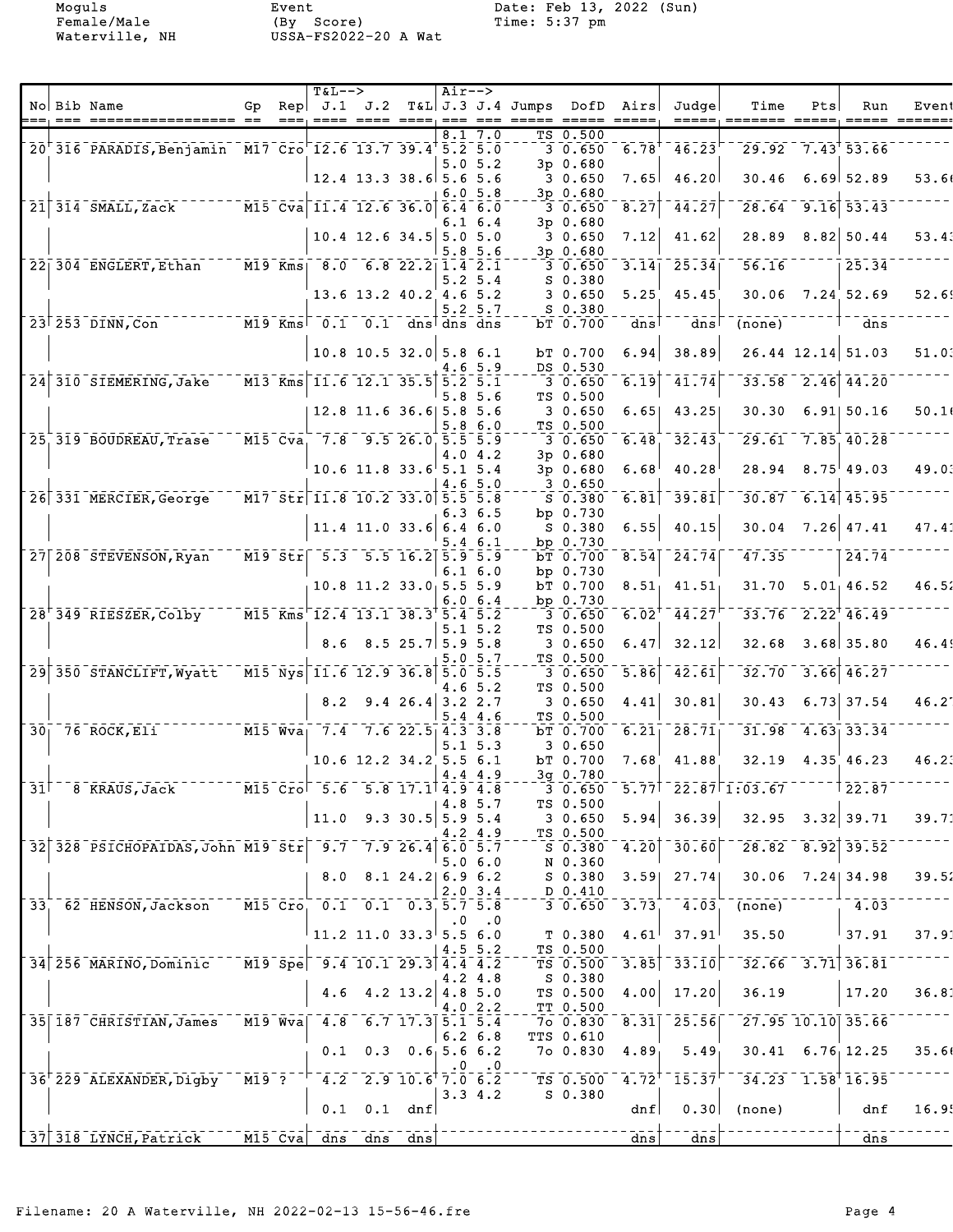Moguls Event Date: Feb 13, 2022 (Sun)
Female/Male (By Score) Time: 5:37 pm
Waterville, NH USSA-FS2022-20 A Wat

| No | Bib | Name | Gp | Rep | J.1 | J.2 | T&L | J.3 | J.4 | Jumps | DofD | Airs | Judge | Time | Pts | Run | Event |
|---|---|---|---|---|---|---|---|---|---|---|---|---|---|---|---|---|---|
| | | | | | | | | 8.1 | 7.0 | TS | 0.500 | | | | | | |
| 20 | 316 | PARADIS,Benjamin | M17 | Cro | 12.6 | 13.7 | 39.4 | 5.2 | 5.0 | 3 | 0.650 | 6.78 | 46.23 | 29.92 | 7.43 | 53.66 | |
| | | | | | | | | 5.0 | 5.2 | 3p | 0.680 | | | | | | |
| | | | | | 12.4 | 13.3 | 38.6 | 5.6 | 5.6 | 3 | 0.650 | 7.65 | 46.20 | 30.46 | 6.69 | 52.89 | 53.66 |
| | | | | | | | | 6.0 | 5.8 | 3p | 0.680 | | | | | | |
| 21 | 314 | SMALL,Zack | M15 | Cva | 11.4 | 12.6 | 36.0 | 6.4 | 6.0 | 3 | 0.650 | 8.27 | 44.27 | 28.64 | 9.16 | 53.43 | |
| | | | | | | | | 6.1 | 6.4 | 3p | 0.680 | | | | | | |
| | | | | | 10.4 | 12.6 | 34.5 | 5.0 | 5.0 | 3 | 0.650 | 7.12 | 41.62 | 28.89 | 8.82 | 50.44 | 53.43 |
| | | | | | | | | 5.8 | 5.6 | 3p | 0.680 | | | | | | |
| 22 | 304 | ENGLERT,Ethan | M19 | Kms | 8.0 | 6.8 | 22.2 | 1.4 | 2.1 | 3 | 0.650 | 3.14 | 25.34 | 56.16 | | 25.34 | |
| | | | | | | | | 5.2 | 5.4 | S | 0.380 | | | | | | |
| | | | | | 13.6 | 13.2 | 40.2 | 4.6 | 5.2 | 3 | 0.650 | 5.25 | 45.45 | 30.06 | 7.24 | 52.69 | 52.69 |
| | | | | | | | | 5.2 | 5.7 | S | 0.380 | | | | | | |
| 23 | 253 | DINN,Con | M19 | Kms | 0.1 | 0.1 | dns | dns | dns | bT | 0.700 | dns | dns | (none) | | dns | |
| | | | | | 10.8 | 10.5 | 32.0 | 5.8 | 6.1 | bT | 0.700 | 6.94 | 38.89 | 26.44 | 12.14 | 51.03 | 51.03 |
| | | | | | | | | 4.6 | 5.9 | DS | 0.530 | | | | | | |
| 24 | 310 | SIEMERING,Jake | M13 | Kms | 11.6 | 12.1 | 35.5 | 5.2 | 5.1 | 3 | 0.650 | 6.19 | 41.74 | 33.58 | 2.46 | 44.20 | |
| | | | | | | | | 5.8 | 5.6 | TS | 0.500 | | | | | | |
| | | | | | 12.8 | 11.6 | 36.6 | 5.8 | 5.6 | 3 | 0.650 | 6.65 | 43.25 | 30.30 | 6.91 | 50.16 | 50.16 |
| | | | | | | | | 5.8 | 6.0 | TS | 0.500 | | | | | | |
| 25 | 319 | BOUDREAU,Trase | M15 | Cva | 7.8 | 9.5 | 26.0 | 5.5 | 5.9 | 3 | 0.650 | 6.48 | 32.43 | 29.61 | 7.85 | 40.28 | |
| | | | | | | | | 4.0 | 4.2 | 3p | 0.680 | | | | | | |
| | | | | | 10.6 | 11.8 | 33.6 | 5.1 | 5.4 | 3p | 0.680 | 6.68 | 40.28 | 28.94 | 8.75 | 49.03 | 49.03 |
| | | | | | | | | 4.6 | 5.0 | 3 | 0.650 | | | | | | |
| 26 | 331 | MERCIER,George | M17 | Str | 11.8 | 10.2 | 33.0 | 5.5 | 5.8 | S | 0.380 | 6.81 | 39.81 | 30.87 | 6.14 | 45.95 | |
| | | | | | | | | 6.3 | 6.5 | bp | 0.730 | | | | | | |
| | | | | | 11.4 | 11.0 | 33.6 | 6.4 | 6.0 | S | 0.380 | 6.55 | 40.15 | 30.04 | 7.26 | 47.41 | 47.41 |
| | | | | | | | | 5.4 | 6.1 | bp | 0.730 | | | | | | |
| 27 | 208 | STEVENSON,Ryan | M19 | Str | 5.3 | 5.5 | 16.2 | 5.9 | 5.9 | bT | 0.700 | 8.54 | 24.74 | 47.35 | | 24.74 | |
| | | | | | | | | 6.1 | 6.0 | bp | 0.730 | | | | | | |
| | | | | | 10.8 | 11.2 | 33.0 | 5.5 | 5.9 | bT | 0.700 | 8.51 | 41.51 | 31.70 | 5.01 | 46.52 | 46.52 |
| | | | | | | | | 6.0 | 6.4 | bp | 0.730 | | | | | | |
| 28 | 349 | RIESZER,Colby | M15 | Kms | 12.4 | 13.1 | 38.3 | 5.4 | 5.2 | 3 | 0.650 | 6.02 | 44.27 | 33.76 | 2.22 | 46.49 | |
| | | | | | | | | 5.1 | 5.2 | TS | 0.500 | | | | | | |
| | | | | | 8.6 | 8.5 | 25.7 | 5.9 | 5.8 | 3 | 0.650 | 6.47 | 32.12 | 32.68 | 3.68 | 35.80 | 46.49 |
| | | | | | | | | 5.0 | 5.7 | TS | 0.500 | | | | | | |
| 29 | 350 | STANCLIFT,Wyatt | M15 | Nys | 11.6 | 12.9 | 36.8 | 5.0 | 5.5 | 3 | 0.650 | 5.86 | 42.61 | 32.70 | 3.66 | 46.27 | |
| | | | | | | | | 4.6 | 5.2 | TS | 0.500 | | | | | | |
| | | | | | 8.2 | 9.4 | 26.4 | 3.2 | 2.7 | 3 | 0.650 | 4.41 | 30.81 | 30.43 | 6.73 | 37.54 | 46.27 |
| | | | | | | | | 5.4 | 4.6 | TS | 0.500 | | | | | | |
| 30 | 76 | ROCK,Eli | M15 | Wva | 7.4 | 7.6 | 22.5 | 4.3 | 3.8 | bT | 0.700 | 6.21 | 28.71 | 31.98 | 4.63 | 33.34 | |
| | | | | | | | | 5.1 | 5.3 | 3 | 0.650 | | | | | | |
| | | | | | 10.6 | 12.2 | 34.2 | 5.5 | 6.1 | bT | 0.700 | 7.68 | 41.88 | 32.19 | 4.35 | 46.23 | 46.23 |
| | | | | | | | | 4.4 | 4.9 | 3g | 0.780 | | | | | | |
| 31 | 8 | KRAUS,Jack | M15 | Cro | 5.6 | 5.8 | 17.1 | 4.9 | 4.8 | 3 | 0.650 | 5.77 | 22.87 | 1:03.67 | | 22.87 | |
| | | | | | | | | 4.8 | 5.7 | TS | 0.500 | | | | | | |
| | | | | | 11.0 | 9.3 | 30.5 | 5.9 | 5.4 | 3 | 0.650 | 5.94 | 36.39 | 32.95 | 3.32 | 39.71 | 39.71 |
| | | | | | | | | 4.2 | 4.9 | TS | 0.500 | | | | | | |
| 32 | 328 | PSICHOPAIDAS,John | M19 | Str | 9.7 | 7.9 | 26.4 | 6.0 | 5.7 | S | 0.380 | 4.20 | 30.60 | 28.82 | 8.92 | 39.52 | |
| | | | | | | | | 5.0 | 6.0 | N | 0.360 | | | | | | |
| | | | | | 8.0 | 8.1 | 24.2 | 6.9 | 6.2 | S | 0.380 | 3.59 | 27.74 | 30.06 | 7.24 | 34.98 | 39.52 |
| | | | | | | | | 2.0 | 3.4 | D | 0.410 | | | | | | |
| 33 | 62 | HENSON,Jackson | M15 | Cro | 0.1 | 0.1 | 0.3 | 5.7 | 5.8 | 3 | 0.650 | 3.73 | 4.03 | (none) | | 4.03 | |
| | | | | | | | | .0 | .0 | | | | | | | | |
| | | | | | 11.2 | 11.0 | 33.3 | 5.5 | 6.0 | T | 0.380 | 4.61 | 37.91 | 35.50 | | 37.91 | 37.91 |
| | | | | | | | | 4.5 | 5.2 | TS | 0.500 | | | | | | |
| 34 | 256 | MARINO,Dominic | M19 | Spe | 9.4 | 10.1 | 29.3 | 4.4 | 4.2 | TS | 0.500 | 3.85 | 33.10 | 32.66 | 3.71 | 36.81 | |
| | | | | | | | | 4.2 | 4.8 | S | 0.380 | | | | | | |
| | | | | | 4.6 | 4.2 | 13.2 | 4.8 | 5.0 | TS | 0.500 | 4.00 | 17.20 | 36.19 | | 17.20 | 36.81 |
| | | | | | | | | 4.0 | 2.2 | TT | 0.500 | | | | | | |
| 35 | 187 | CHRISTIAN,James | M19 | Wva | 4.8 | 6.7 | 17.3 | 5.1 | 5.4 | 7o | 0.830 | 8.31 | 25.56 | 27.95 | 10.10 | 35.66 | |
| | | | | | | | | 6.2 | 6.8 | TTS | 0.610 | | | | | | |
| | | | | | 0.1 | 0.3 | 0.6 | 5.6 | 6.2 | 7o | 0.830 | 4.89 | 5.49 | 30.41 | 6.76 | 12.25 | 35.66 |
| | | | | | | | | .0 | .0 | | | | | | | | |
| 36 | 229 | ALEXANDER,Digby | M19 | ? | 4.2 | 2.9 | 10.6 | 7.0 | 6.2 | TS | 0.500 | 4.72 | 15.37 | 34.23 | 1.58 | 16.95 | |
| | | | | | | | | 3.3 | 4.2 | S | 0.380 | | | | | | |
| | | | | | 0.1 | 0.1 | dnf | | | | | dnf | 0.30 | (none) | | dnf | 16.95 |
| 37 | 318 | LYNCH,Patrick | M15 | Cva | dns | dns | dns | | | | | dns | dns | | | dns | |

Filename: 20 A Waterville, NH 2022-02-13 15-56-46.fre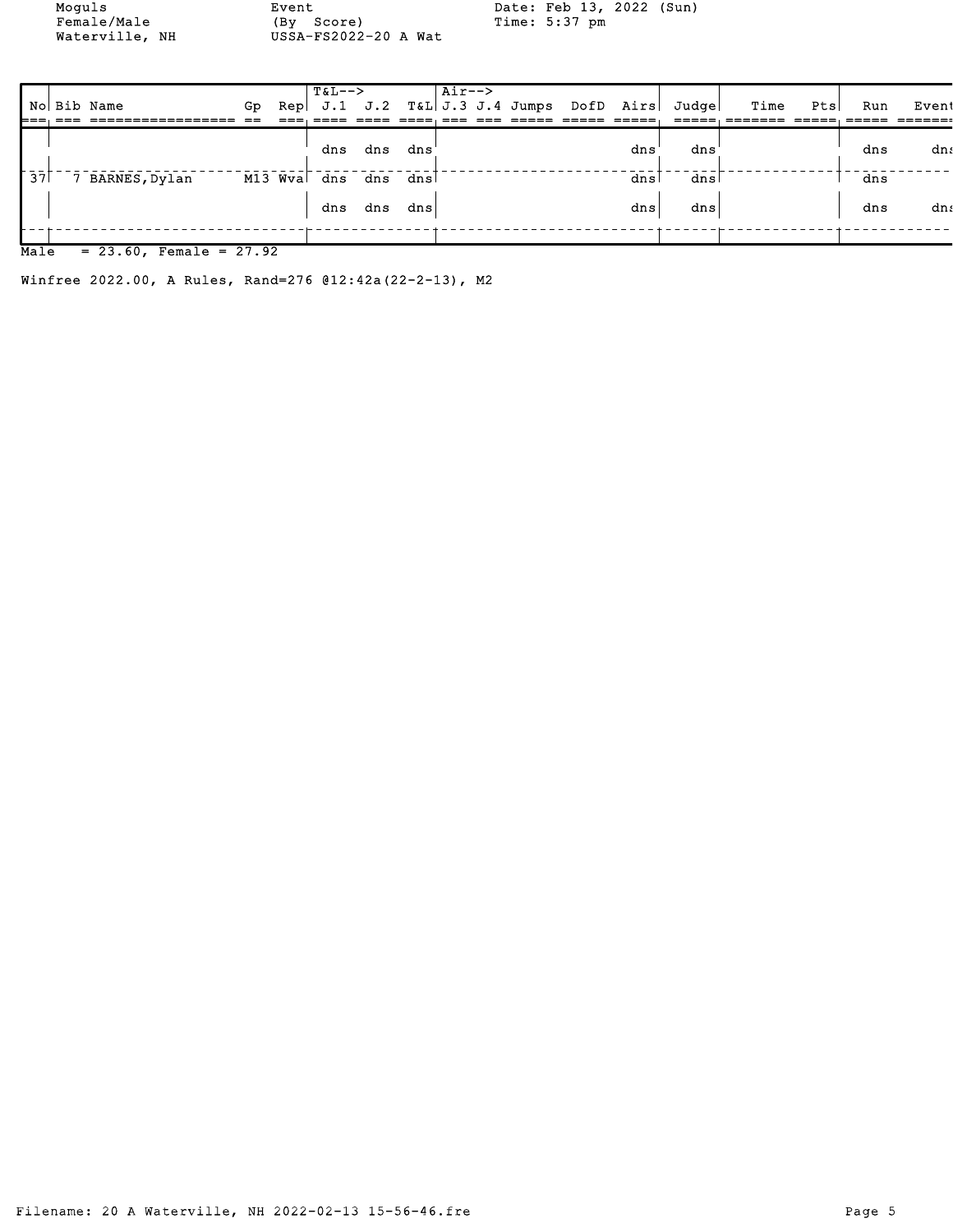Moguls
Female/Male
Waterville, NH

Event
(By Score)
USSA-FS2022-20 A Wat

Date: Feb 13, 2022 (Sun)
Time: 5:37 pm

| No | Bib Name | Gp | Rep | T&L--> J.1 | J.2 | T&L | Air--> J.3 | J.4 | Jumps | DofD | Airs | Judge | Time | Pts | Run | Event |
|---|---|---|---|---|---|---|---|---|---|---|---|---|---|---|---|---|
| | | | | dns | dns | dns | | | | | dns | dns | | | dns | dns |
| 37 | 7 BARNES,Dylan | M13 | Wva | dns | dns | dns | | | | | dns | dns | | | dns | |
| | | | | dns | dns | dns | | | | | dns | dns | | | dns | dns |

Male = 23.60, Female = 27.92

Winfree 2022.00, A Rules, Rand=276 @12:42a(22-2-13), M2

Filename: 20 A Waterville, NH 2022-02-13 15-56-46.fre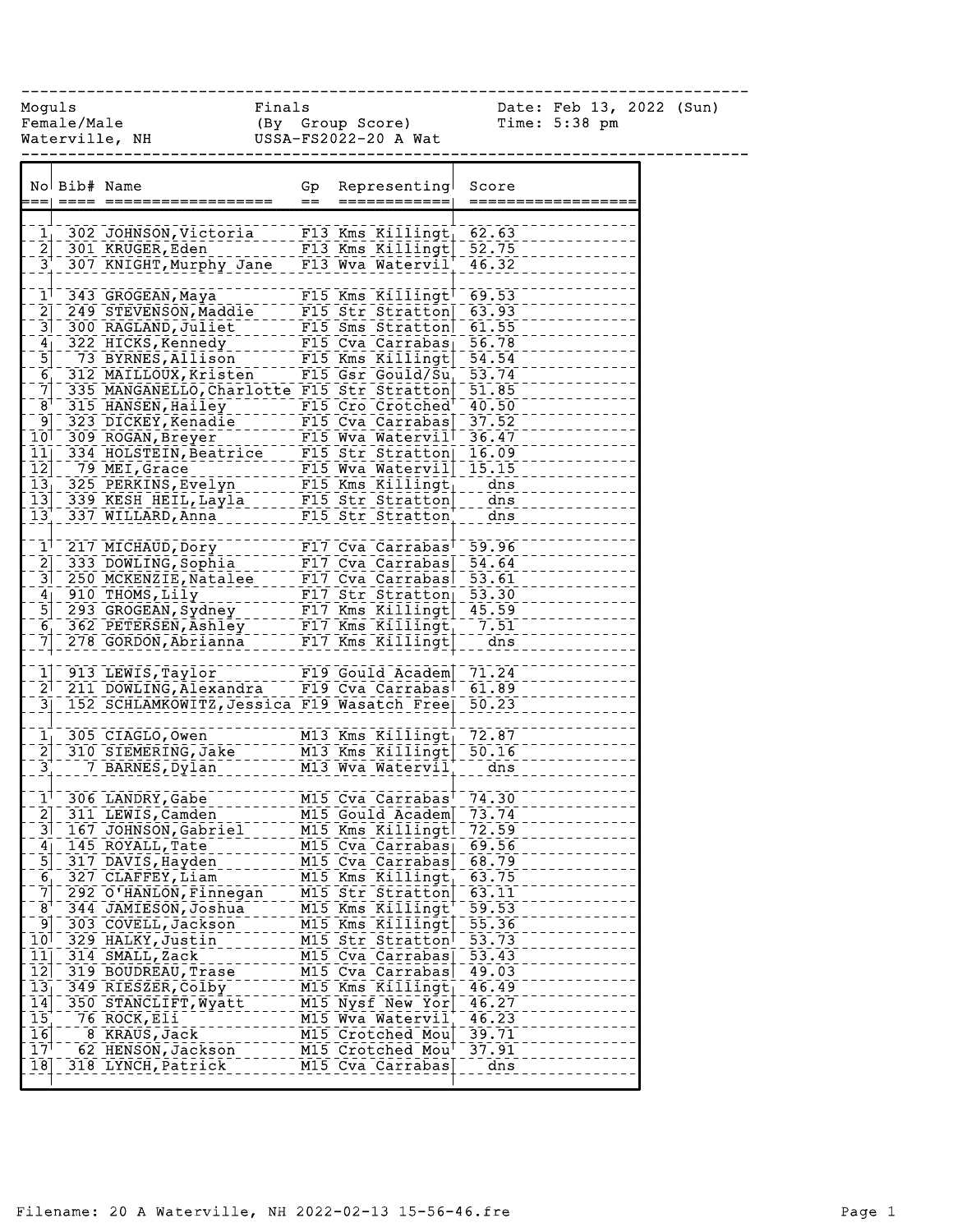Moguls
Female/Male
Waterville, NH

Finals
(By Group Score)
USSA-FS2022-20 A Wat

Date: Feb 13, 2022 (Sun)
Time: 5:38 pm

| No | Bib# | Name | Gp | Representing | Score |
|---|---|---|---|---|---|
| 1 | 302 | JOHNSON,Victoria | F13 | Kms Killingt | 62.63 |
| 2 | 301 | KRUGER,Eden | F13 | Kms Killingt | 52.75 |
| 3 | 307 | KNIGHT,Murphy Jane | F13 | Wva Watervil | 46.32 |
| | | | | | |
| 1 | 343 | GROGEAN,Maya | F15 | Kms Killingt | 69.53 |
| 2 | 249 | STEVENSON,Maddie | F15 | Str Stratton | 63.93 |
| 3 | 300 | RAGLAND,Juliet | F15 | Sms Stratton | 61.55 |
| 4 | 322 | HICKS,Kennedy | F15 | Cva Carrabas | 56.78 |
| 5 | 73 | BYRNES,Allison | F15 | Kms Killingt | 54.54 |
| 6 | 312 | MAILLOUX,Kristen | F15 | Gsr Gould/Su | 53.74 |
| 7 | 335 | MANGANELLO,Charlotte | F15 | Str Stratton | 51.85 |
| 8 | 315 | HANSEN,Hailey | F15 | Cro Crotched | 40.50 |
| 9 | 323 | DICKEY,Kenadie | F15 | Cva Carrabas | 37.52 |
| 10 | 309 | ROGAN,Breyer | F15 | Wva Watervil | 36.47 |
| 11 | 334 | HOLSTEIN,Beatrice | F15 | Str Stratton | 16.09 |
| 12 | 79 | MEI,Grace | F15 | Wva Watervil | 15.15 |
| 13 | 325 | PERKINS,Evelyn | F15 | Kms Killingt | dns |
| 13 | 339 | KESH HEIL,Layla | F15 | Str Stratton | dns |
| 13 | 337 | WILLARD,Anna | F15 | Str Stratton | dns |
| | | | | | |
| 1 | 217 | MICHAUD,Dory | F17 | Cva Carrabas | 59.96 |
| 2 | 333 | DOWLING,Sophia | F17 | Cva Carrabas | 54.64 |
| 3 | 250 | MCKENZIE,Natalee | F17 | Cva Carrabas | 53.61 |
| 4 | 910 | THOMS,Lily | F17 | Str Stratton | 53.30 |
| 5 | 293 | GROGEAN,Sydney | F17 | Kms Killingt | 45.59 |
| 6 | 362 | PETERSEN,Ashley | F17 | Kms Killingt | 7.51 |
| 7 | 278 | GORDON,Abrianna | F17 | Kms Killingt | dns |
| | | | | | |
| 1 | 913 | LEWIS,Taylor | F19 | Gould Academ | 71.24 |
| 2 | 211 | DOWLING,Alexandra | F19 | Cva Carrabas | 61.89 |
| 3 | 152 | SCHLAMKOWITZ,Jessica | F19 | Wasatch Free | 50.23 |
| | | | | | |
| 1 | 305 | CIAGLO,Owen | M13 | Kms Killingt | 72.87 |
| 2 | 310 | SIEMERING,Jake | M13 | Kms Killingt | 50.16 |
| 3 | 7 | BARNES,Dylan | M13 | Wva Watervil | dns |
| | | | | | |
| 1 | 306 | LANDRY,Gabe | M15 | Cva Carrabas | 74.30 |
| 2 | 311 | LEWIS,Camden | M15 | Gould Academ | 73.74 |
| 3 | 167 | JOHNSON,Gabriel | M15 | Kms Killingt | 72.59 |
| 4 | 145 | ROYALL,Tate | M15 | Cva Carrabas | 69.56 |
| 5 | 317 | DAVIS,Hayden | M15 | Cva Carrabas | 68.79 |
| 6 | 327 | CLAFFEY,Liam | M15 | Kms Killingt | 63.75 |
| 7 | 292 | O'HANLON,Finnegan | M15 | Str Stratton | 63.11 |
| 8 | 344 | JAMIESON,Joshua | M15 | Kms Killingt | 59.53 |
| 9 | 303 | COVELL,Jackson | M15 | Kms Killingt | 55.36 |
| 10 | 329 | HALKY,Justin | M15 | Str Stratton | 53.73 |
| 11 | 314 | SMALL,Zack | M15 | Cva Carrabas | 53.43 |
| 12 | 319 | BOUDREAU,Trase | M15 | Cva Carrabas | 49.03 |
| 13 | 349 | RIESZER,Colby | M15 | Kms Killingt | 46.49 |
| 14 | 350 | STANCLIFT,Wyatt | M15 | Nysf New Yor | 46.27 |
| 15 | 76 | ROCK,Eli | M15 | Wva Watervil | 46.23 |
| 16 | 8 | KRAUS,Jack | M15 | Crotched Mou | 39.71 |
| 17 | 62 | HENSON,Jackson | M15 | Crotched Mou | 37.91 |
| 18 | 318 | LYNCH,Patrick | M15 | Cva Carrabas | dns |

Filename: 20 A Waterville, NH 2022-02-13 15-56-46.fre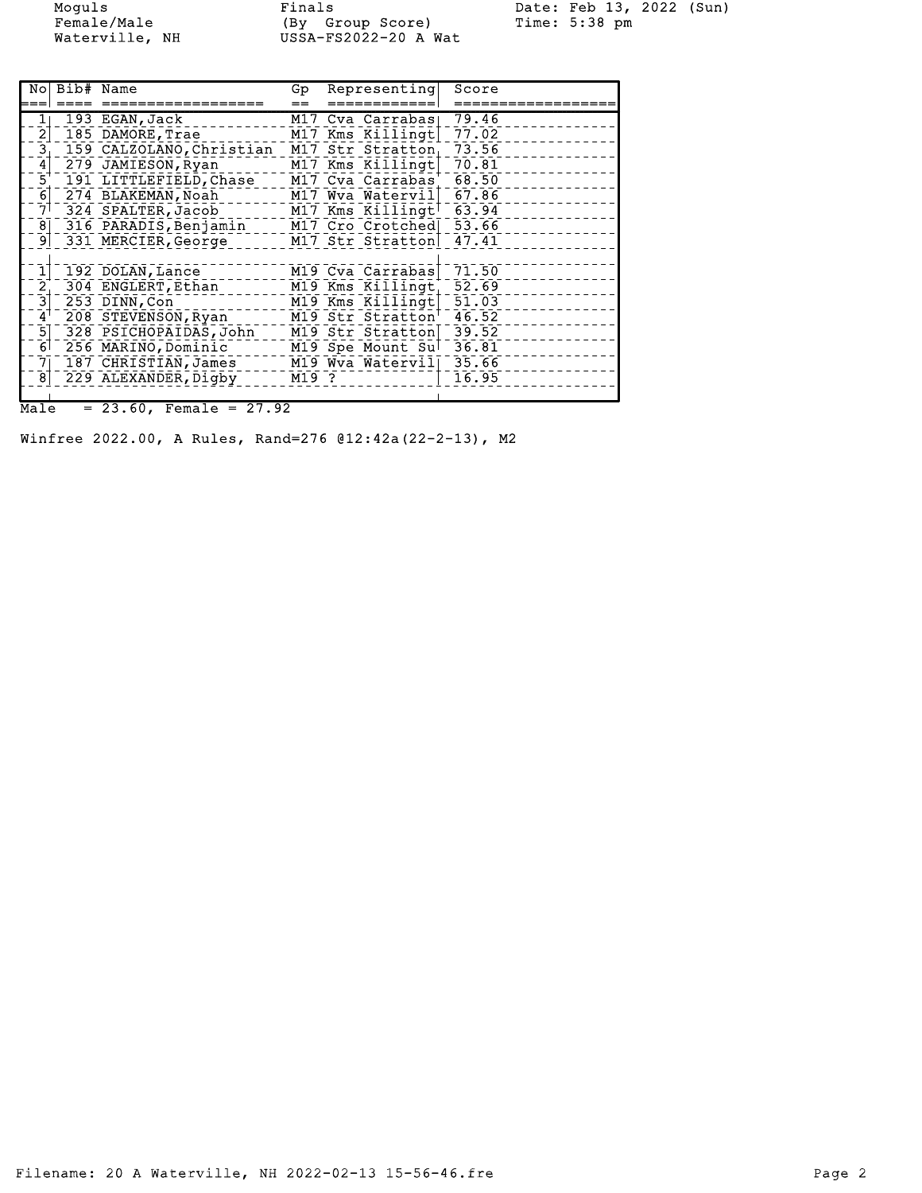Moguls
Female/Male
Waterville, NH

Finals
(By Group Score)
USSA-FS2022-20 A Wat

Date: Feb 13, 2022 (Sun)
Time: 5:38 pm

| No | Bib# | Name | Gp | Representing | Score |
|---|---|---|---|---|---|
| 1 | 193 | EGAN, Jack | M17 | Cva Carrabas | 79.46 |
| 2 | 185 | DAMORE, Trae | M17 | Kms Killingt | 77.02 |
| 3 | 159 | CALZOLANO, Christian | M17 | Str Stratton | 73.56 |
| 4 | 279 | JAMIESON, Ryan | M17 | Kms Killingt | 70.81 |
| 5 | 191 | LITTLEFIELD, Chase | M17 | Cva Carrabas | 68.50 |
| 6 | 274 | BLAKEMAN, Noah | M17 | Wva Watervil | 67.86 |
| 7 | 324 | SPALTER, Jacob | M17 | Kms Killingt | 63.94 |
| 8 | 316 | PARADIS, Benjamin | M17 | Cro Crotched | 53.66 |
| 9 | 331 | MERCIER, George | M17 | Str Stratton | 47.41 |
| | | | | | |
| 1 | 192 | DOLAN, Lance | M19 | Cva Carrabas | 71.50 |
| 2 | 304 | ENGLERT, Ethan | M19 | Kms Killingt | 52.69 |
| 3 | 253 | DINN, Con | M19 | Kms Killingt | 51.03 |
| 4 | 208 | STEVENSON, Ryan | M19 | Str Stratton | 46.52 |
| 5 | 328 | PSICHOPAIDAS, John | M19 | Str Stratton | 39.52 |
| 6 | 256 | MARINO, Dominic | M19 | Spe Mount Su | 36.81 |
| 7 | 187 | CHRISTIAN, James | M19 | Wva Watervil | 35.66 |
| 8 | 229 | ALEXANDER, Digby | M19 | ? | 16.95 |

Male = 23.60, Female = 27.92

Winfree 2022.00, A Rules, Rand=276 @12:42a(22-2-13), M2

Filename: 20 A Waterville, NH 2022-02-13 15-56-46.fre